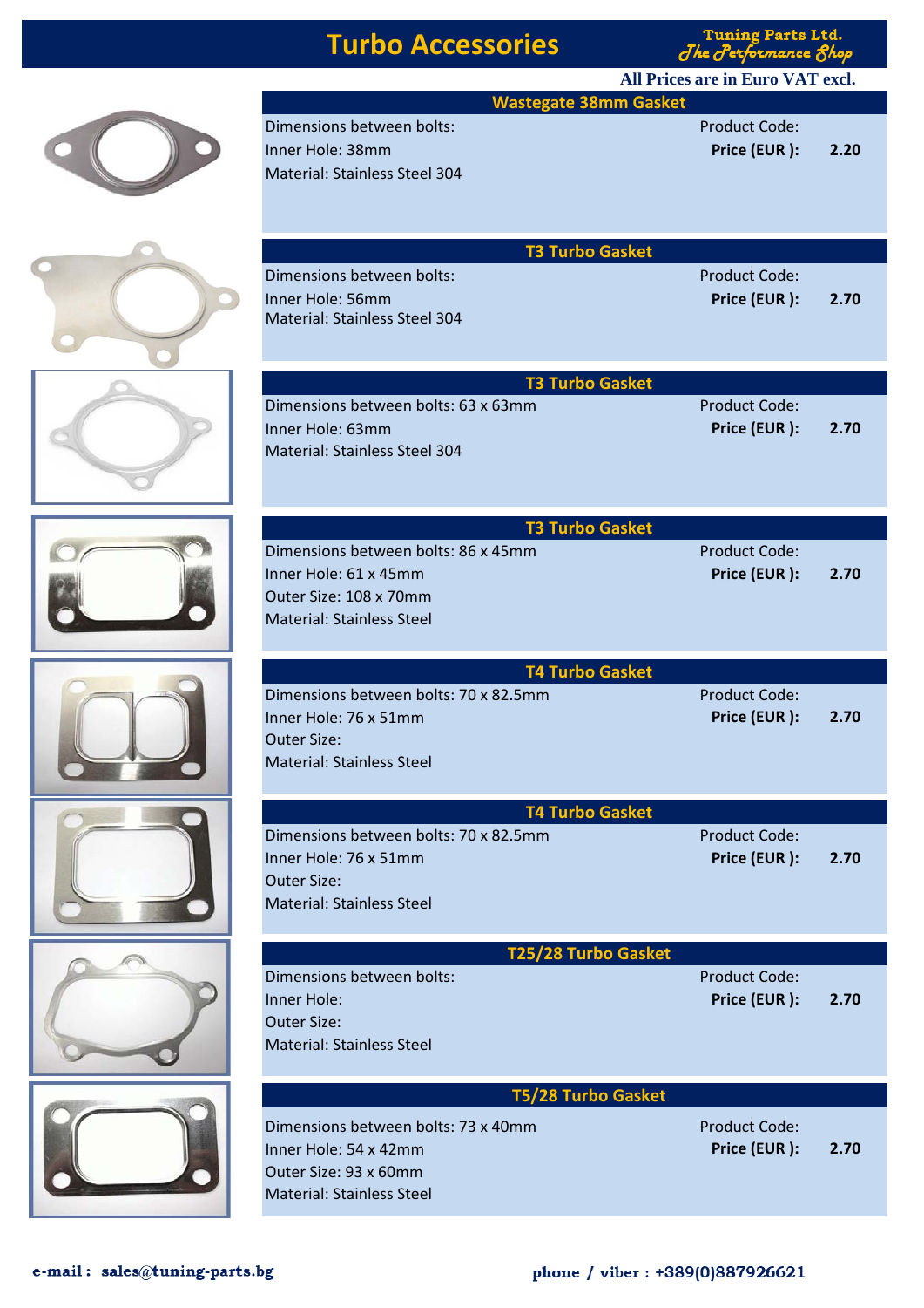# Turbo Accessories

**Tuning Parts Ltd.**
*The Performance Shop*

**All Prices are in Euro VAT excl.**

## Wastegate 38mm Gasket

Dimensions between bolts:
Inner Hole: 38mm
Material: Stainless Steel 304

Product Code:
**Price (EUR ):** 2.20

## T3 Turbo Gasket

Dimensions between bolts:
Inner Hole: 56mm
Material: Stainless Steel 304

Product Code:
**Price (EUR ):** 2.70

## T3 Turbo Gasket

Dimensions between bolts: 63 x 63mm
Inner Hole: 63mm
Material: Stainless Steel 304

Product Code:
**Price (EUR ):** 2.70

## T3 Turbo Gasket

Dimensions between bolts: 86 x 45mm
Inner Hole: 61 x 45mm
Outer Size: 108 x 70mm
Material: Stainless Steel

Product Code:
**Price (EUR ):** 2.70

## T4 Turbo Gasket

Dimensions between bolts: 70 x 82.5mm
Inner Hole: 76 x 51mm
Outer Size:
Material: Stainless Steel

Product Code:
**Price (EUR ):** 2.70

## T4 Turbo Gasket

Dimensions between bolts: 70 x 82.5mm
Inner Hole: 76 x 51mm
Outer Size:
Material: Stainless Steel

Product Code:
**Price (EUR ):** 2.70

## T25/28 Turbo Gasket

Dimensions between bolts:
Inner Hole:
Outer Size:
Material: Stainless Steel

Product Code:
**Price (EUR ):** 2.70

## T5/28 Turbo Gasket

Dimensions between bolts: 73 x 40mm
Inner Hole: 54 x 42mm
Outer Size: 93 x 60mm
Material: Stainless Steel

Product Code:
**Price (EUR ):** 2.70

**e-mail : sales@tuning-parts.bg** **phone / viber : +389(0)887926621**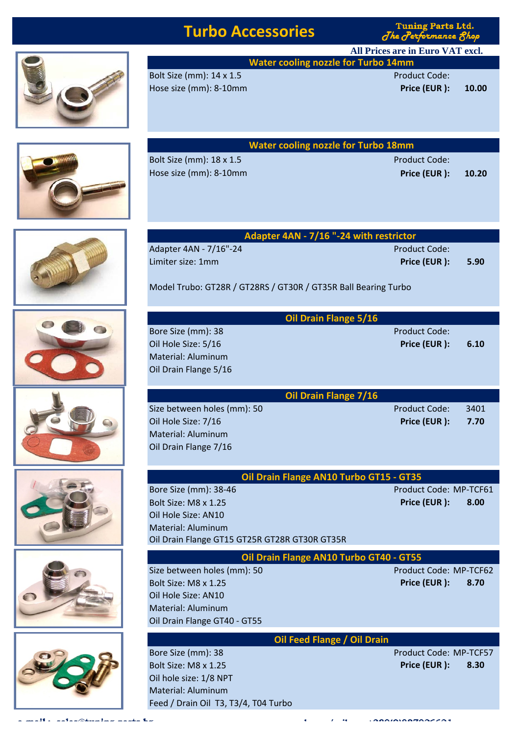# Turbo Accessories

Tuning Parts Ltd.
*The Performance Shop*

**All Prices are in Euro VAT excl.**

## Water cooling nozzle for Turbo 14mm

Bolt Size (mm): 14 x 1.5
Hose size (mm): 8-10mm

Product Code:
**Price (EUR ): 10.00**

## Water cooling nozzle for Turbo 18mm

Bolt Size (mm): 18 x 1.5
Hose size (mm): 8-10mm

Product Code:
**Price (EUR ): 10.20**

## Adapter 4AN - 7/16 "-24 with restrictor

Adapter 4AN - 7/16"-24
Limiter size: 1mm

Model Trubo: GT28R / GT28RS / GT30R / GT35R Ball Bearing Turbo

Product Code:
**Price (EUR ): 5.90**

## Oil Drain Flange 5/16

Bore Size (mm): 38
Oil Hole Size: 5/16
Material: Aluminum
Oil Drain Flange 5/16

Product Code:
**Price (EUR ): 6.10**

## Oil Drain Flange 7/16

Size between holes (mm): 50
Oil Hole Size: 7/16
Material: Aluminum
Oil Drain Flange 7/16

Product Code: 3401
**Price (EUR ): 7.70**

## Oil Drain Flange AN10 Turbo GT15 - GT35

Bore Size (mm): 38-46
Bolt Size: M8 x 1.25
Oil Hole Size: AN10
Material: Aluminum
Oil Drain Flange GT15 GT25R GT28R GT30R GT35R

Product Code: MP-TCF61
**Price (EUR ): 8.00**

## Oil Drain Flange AN10 Turbo GT40 - GT55

Size between holes (mm): 50
Bolt Size: M8 x 1.25
Oil Hole Size: AN10
Material: Aluminum
Oil Drain Flange GT40 - GT55

Product Code: MP-TCF62
**Price (EUR ): 8.70**

## Oil Feed Flange / Oil Drain

Bore Size (mm): 38
Bolt Size: M8 x 1.25
Oil hole size: 1/8 NPT
Material: Aluminum
Feed / Drain Oil T3, T3/4, T04 Turbo

Product Code: MP-TCF57
**Price (EUR ): 8.30**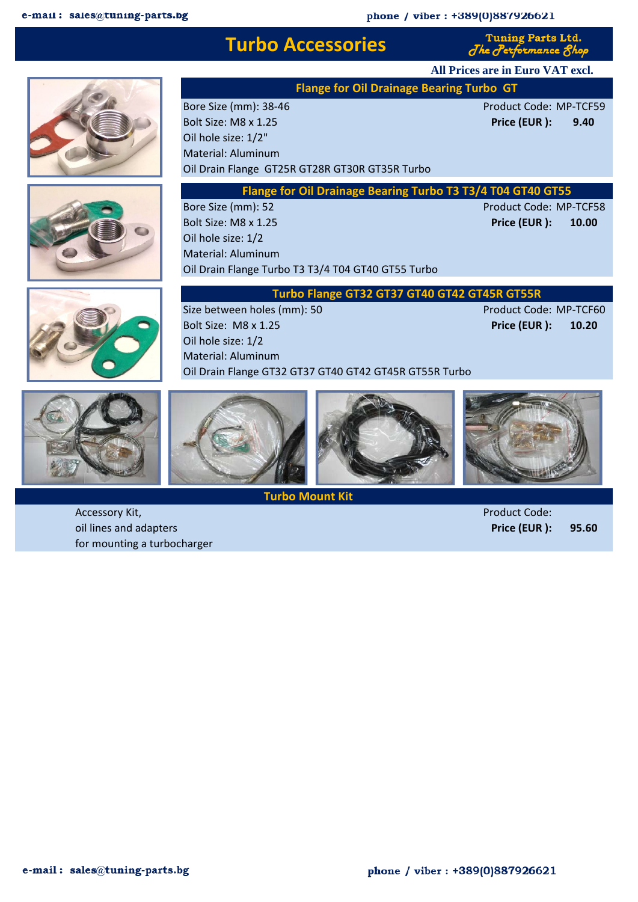# Turbo Accessories

Tuning Parts Ltd.
*The Performance Shop*

**All Prices are in Euro VAT excl.**

## Flange for Oil Drainage Bearing Turbo GT

Bore Size (mm): 38-46
Bolt Size: M8 x 1.25
Oil hole size: 1/2"
Material: Aluminum
Oil Drain Flange GT25R GT28R GT30R GT35R Turbo

Product Code: MP-TCF59
**Price (EUR ): 9.40**

## Flange for Oil Drainage Bearing Turbo T3 T3/4 T04 GT40 GT55

Bore Size (mm): 52
Bolt Size: M8 x 1.25
Oil hole size: 1/2
Material: Aluminum
Oil Drain Flange Turbo T3 T3/4 T04 GT40 GT55 Turbo

Product Code: MP-TCF58
**Price (EUR ): 10.00**

## Turbo Flange GT32 GT37 GT40 GT42 GT45R GT55R

Size between holes (mm): 50
Bolt Size: M8 x 1.25
Oil hole size: 1/2
Material: Aluminum
Oil Drain Flange GT32 GT37 GT40 GT42 GT45R GT55R Turbo

Product Code: MP-TCF60
**Price (EUR ): 10.20**

## Turbo Mount Kit

Accessory Kit,
oil lines and adapters
for mounting a turbocharger

Product Code:
**Price (EUR ): 95.60**